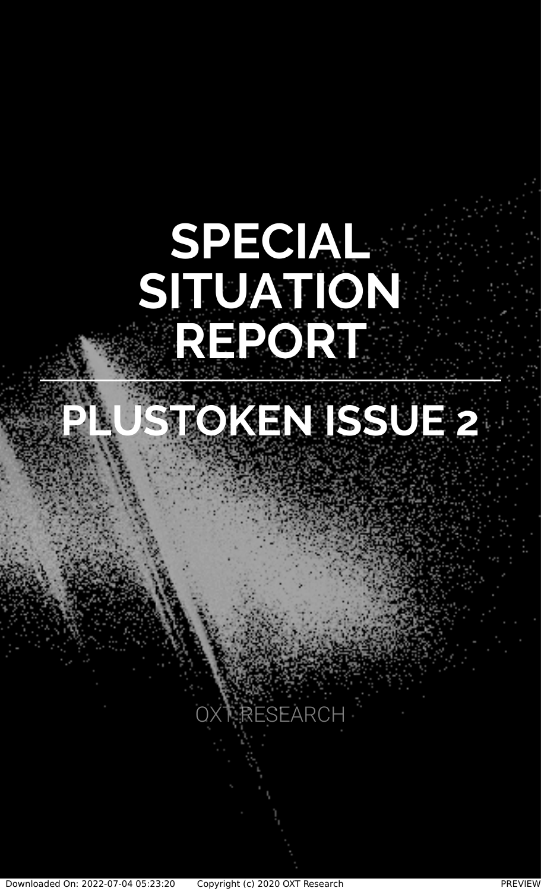# SPECIAL SITUATION REPORT

## PLUSTOKEN ISSUE 2

OXT RESEARCH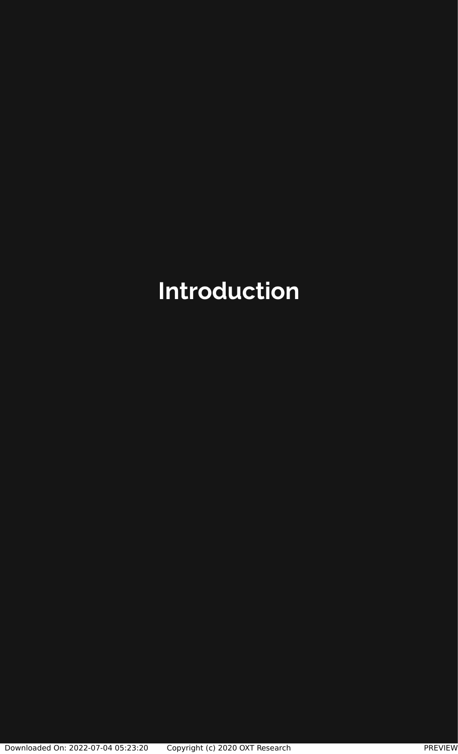# Introduction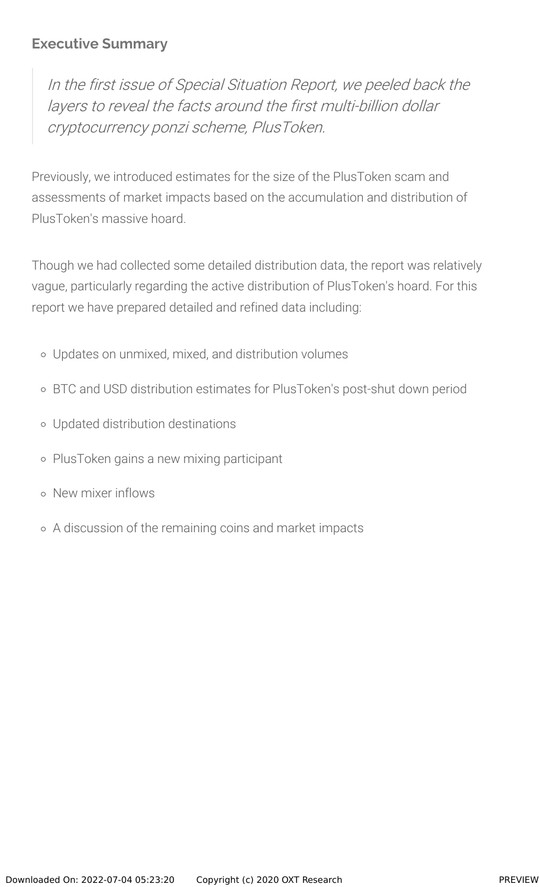## Executive Summary

> *In the first issue of Special Situation Report, we peeled back the layers to reveal the facts around the first multi-billion dollar cryptocurrency ponzi scheme, PlusToken.*

Previously, we introduced estimates for the size of the PlusToken scam and assessments of market impacts based on the accumulation and distribution of PlusToken's massive hoard.

Though we had collected some detailed distribution data, the report was relatively vague, particularly regarding the active distribution of PlusToken's hoard. For this report we have prepared detailed and refined data including:

- Updates on unmixed, mixed, and distribution volumes
- BTC and USD distribution estimates for PlusToken's post-shut down period
- Updated distribution destinations
- PlusToken gains a new mixing participant
- New mixer inflows
- A discussion of the remaining coins and market impacts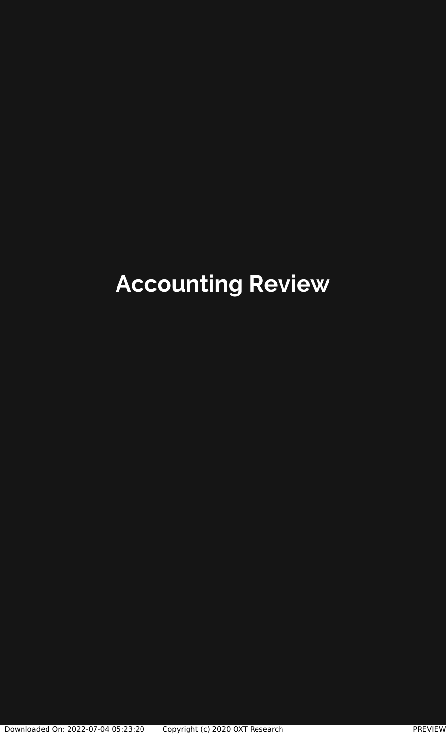# Accounting Review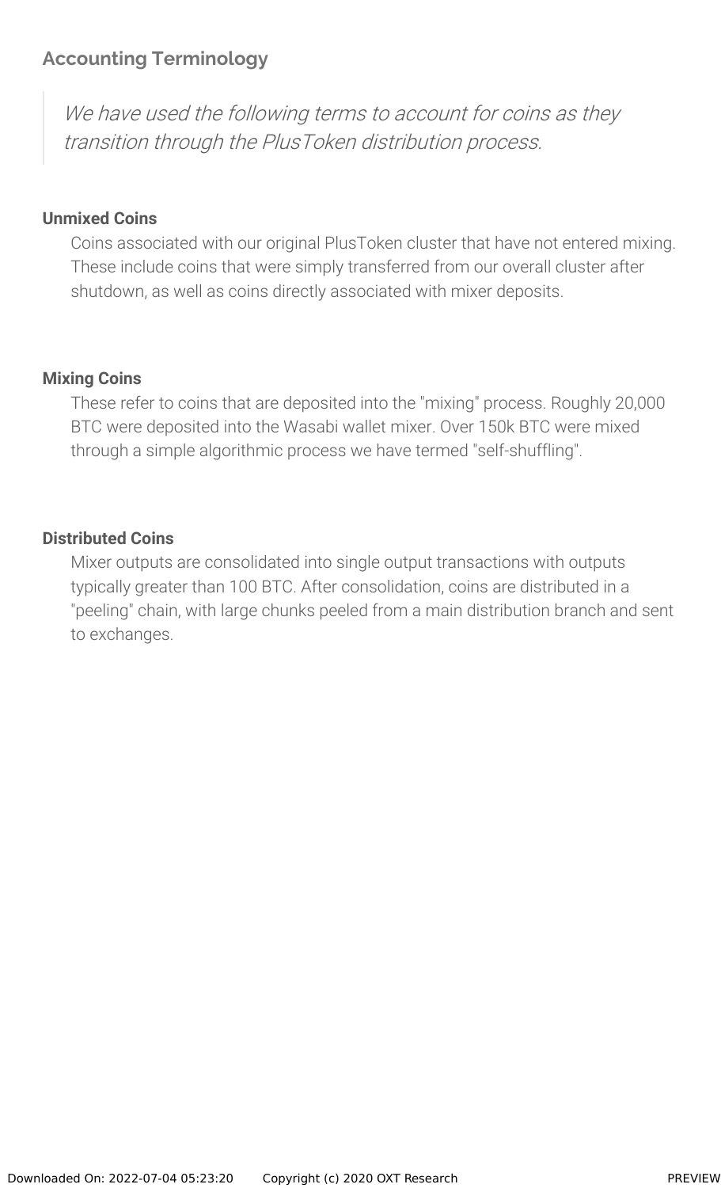## Accounting Terminology

> *We have used the following terms to account for coins as they transition through the PlusToken distribution process.*

**Unmixed Coins**

Coins associated with our original PlusToken cluster that have not entered mixing. These include coins that were simply transferred from our overall cluster after shutdown, as well as coins directly associated with mixer deposits.

**Mixing Coins**

These refer to coins that are deposited into the "mixing" process. Roughly 20,000 BTC were deposited into the Wasabi wallet mixer. Over 150k BTC were mixed through a simple algorithmic process we have termed "self-shuffling".

**Distributed Coins**

Mixer outputs are consolidated into single output transactions with outputs typically greater than 100 BTC. After consolidation, coins are distributed in a "peeling" chain, with large chunks peeled from a main distribution branch and sent to exchanges.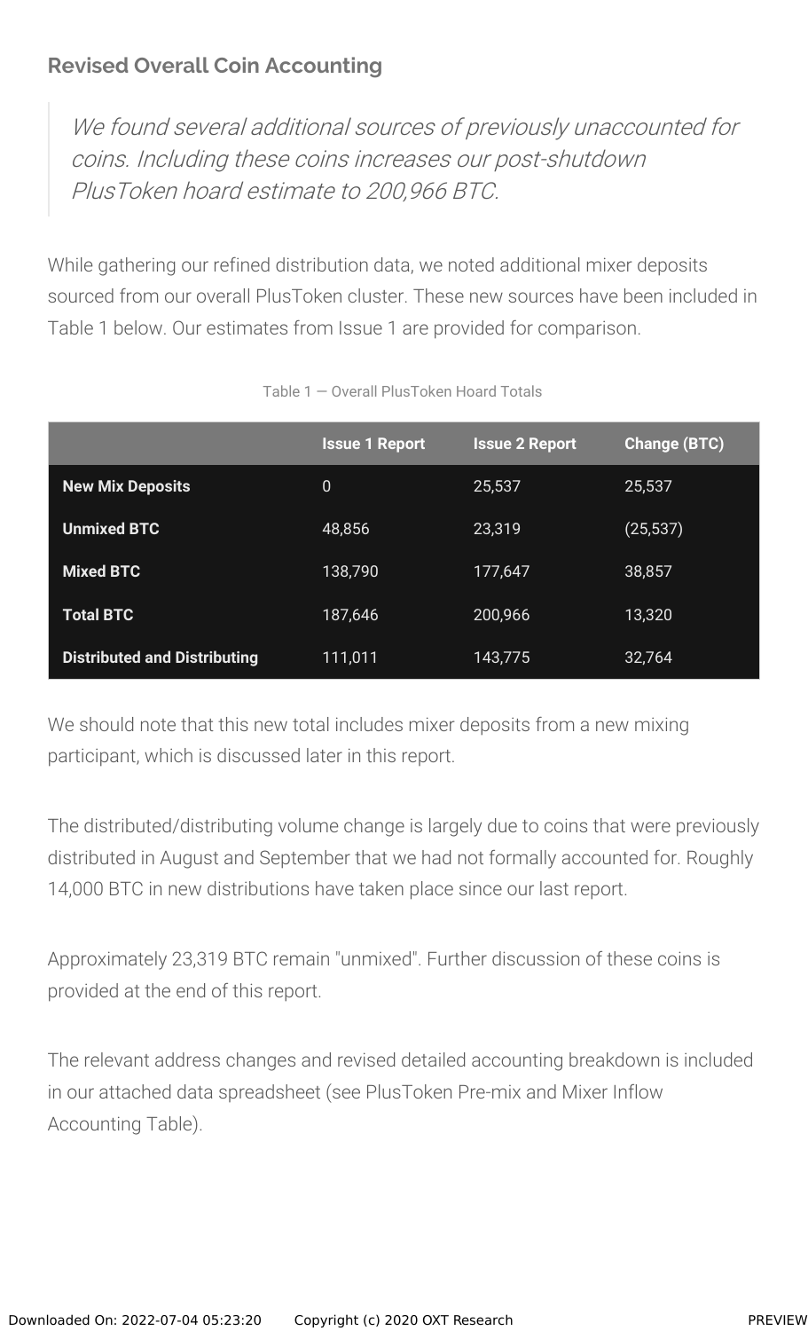## Revised Overall Coin Accounting

> *We found several additional sources of previously unaccounted for coins. Including these coins increases our post-shutdown PlusToken hoard estimate to 200,966 BTC.*

While gathering our refined distribution data, we noted additional mixer deposits sourced from our overall PlusToken cluster. These new sources have been included in Table 1 below. Our estimates from Issue 1 are provided for comparison.

Table 1 — Overall PlusToken Hoard Totals

| | Issue 1 Report | Issue 2 Report | Change (BTC) |
|---|---|---|---|
| **New Mix Deposits** | 0 | 25,537 | 25,537 |
| **Unmixed BTC** | 48,856 | 23,319 | (25,537) |
| **Mixed BTC** | 138,790 | 177,647 | 38,857 |
| **Total BTC** | 187,646 | 200,966 | 13,320 |
| **Distributed and Distributing** | 111,011 | 143,775 | 32,764 |

We should note that this new total includes mixer deposits from a new mixing participant, which is discussed later in this report.

The distributed/distributing volume change is largely due to coins that were previously distributed in August and September that we had not formally accounted for. Roughly 14,000 BTC in new distributions have taken place since our last report.

Approximately 23,319 BTC remain "unmixed". Further discussion of these coins is provided at the end of this report.

The relevant address changes and revised detailed accounting breakdown is included in our attached data spreadsheet (see PlusToken Pre-mix and Mixer Inflow Accounting Table).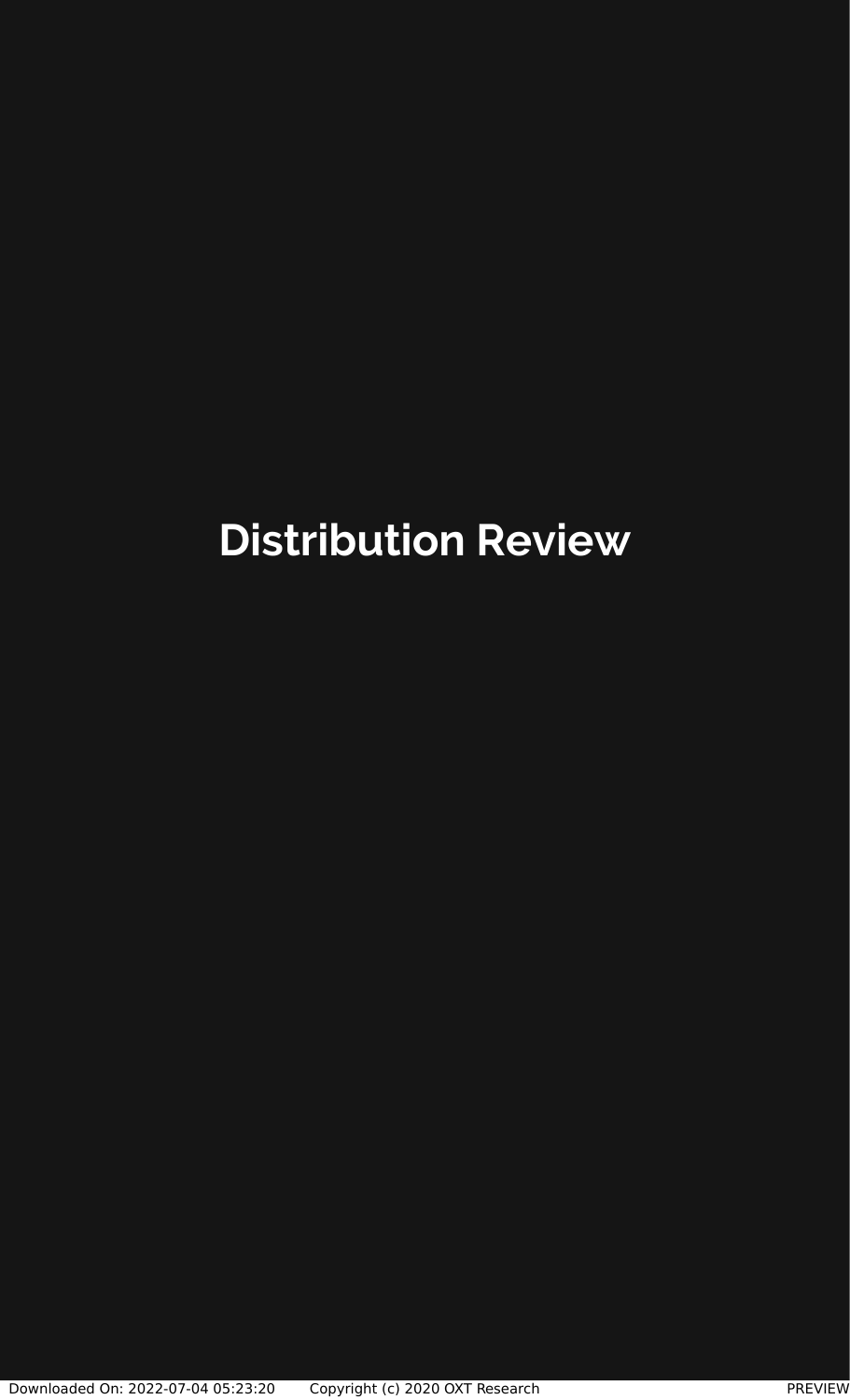# Distribution Review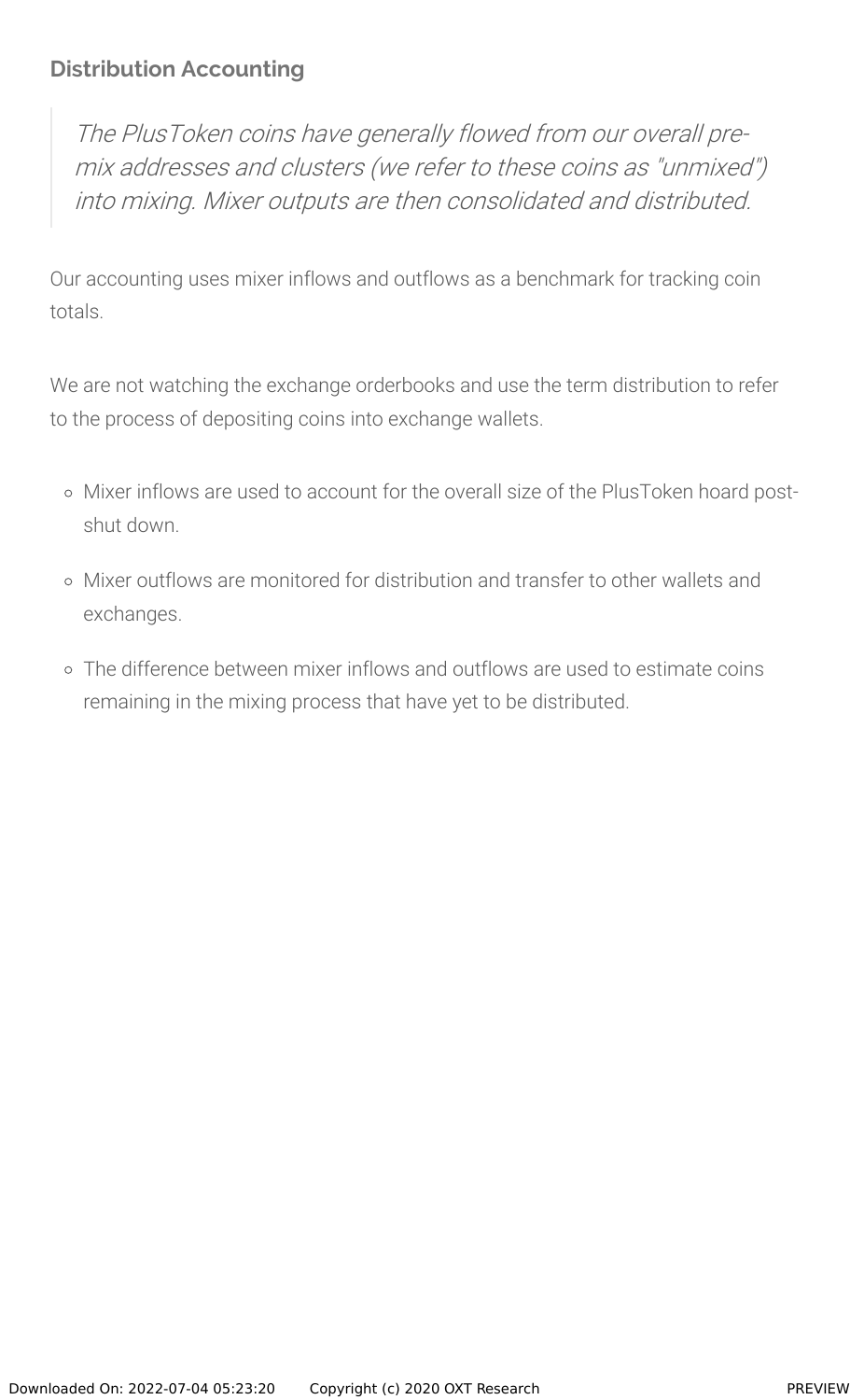### Distribution Accounting

> *The PlusToken coins have generally flowed from our overall pre-mix addresses and clusters (we refer to these coins as "unmixed") into mixing. Mixer outputs are then consolidated and distributed.*

Our accounting uses mixer inflows and outflows as a benchmark for tracking coin totals.

We are not watching the exchange orderbooks and use the term distribution to refer to the process of depositing coins into exchange wallets.

- Mixer inflows are used to account for the overall size of the PlusToken hoard post-shut down.
- Mixer outflows are monitored for distribution and transfer to other wallets and exchanges.
- The difference between mixer inflows and outflows are used to estimate coins remaining in the mixing process that have yet to be distributed.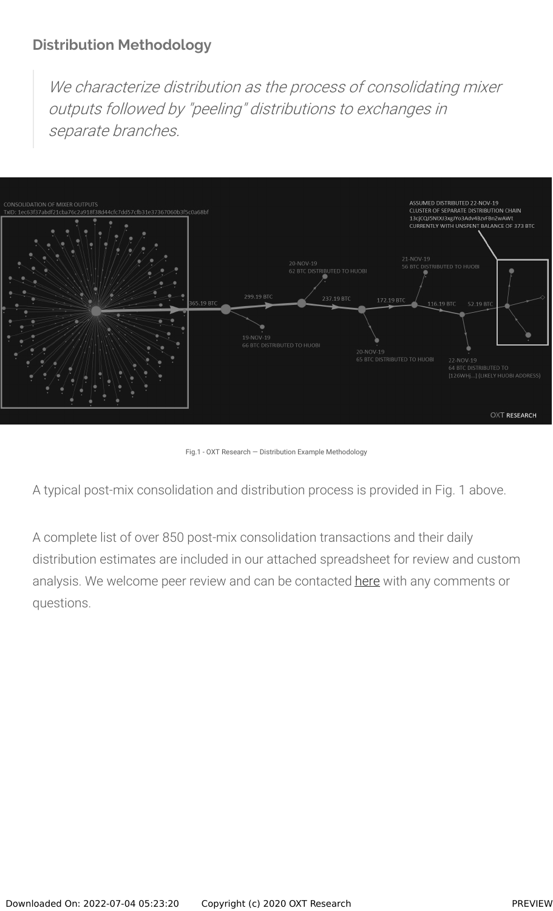### Distribution Methodology

> *We characterize distribution as the process of consolidating mixer outputs followed by "peeling" distributions to exchanges in separate branches.*

Fig.1 - OXT Research — Distribution Example Methodology

A typical post-mix consolidation and distribution process is provided in Fig. 1 above.

A complete list of over 850 post-mix consolidation transactions and their daily distribution estimates are included in our attached spreadsheet for review and custom analysis. We welcome peer review and can be contacted here with any comments or questions.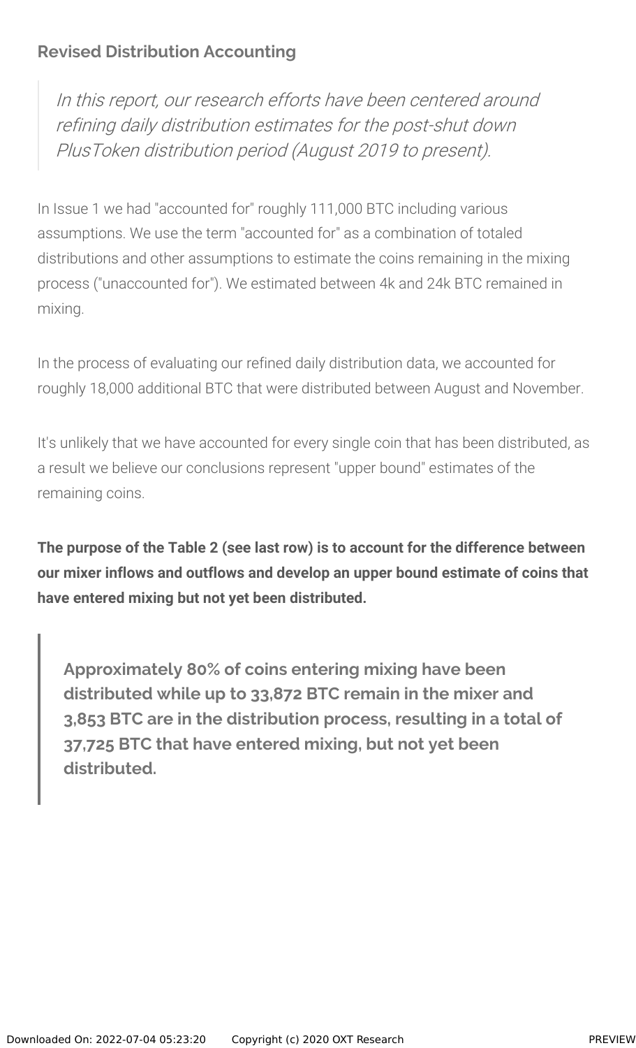### Revised Distribution Accounting

> *In this report, our research efforts have been centered around refining daily distribution estimates for the post-shut down PlusToken distribution period (August 2019 to present).*

In Issue 1 we had "accounted for" roughly 111,000 BTC including various assumptions. We use the term "accounted for" as a combination of totaled distributions and other assumptions to estimate the coins remaining in the mixing process ("unaccounted for"). We estimated between 4k and 24k BTC remained in mixing.

In the process of evaluating our refined daily distribution data, we accounted for roughly 18,000 additional BTC that were distributed between August and November.

It's unlikely that we have accounted for every single coin that has been distributed, as a result we believe our conclusions represent "upper bound" estimates of the remaining coins.

**The purpose of the Table 2 (see last row) is to account for the difference between our mixer inflows and outflows and develop an upper bound estimate of coins that have entered mixing but not yet been distributed.**

> **Approximately 80% of coins entering mixing have been distributed while up to 33,872 BTC remain in the mixer and 3,853 BTC are in the distribution process, resulting in a total of 37,725 BTC that have entered mixing, but not yet been distributed.**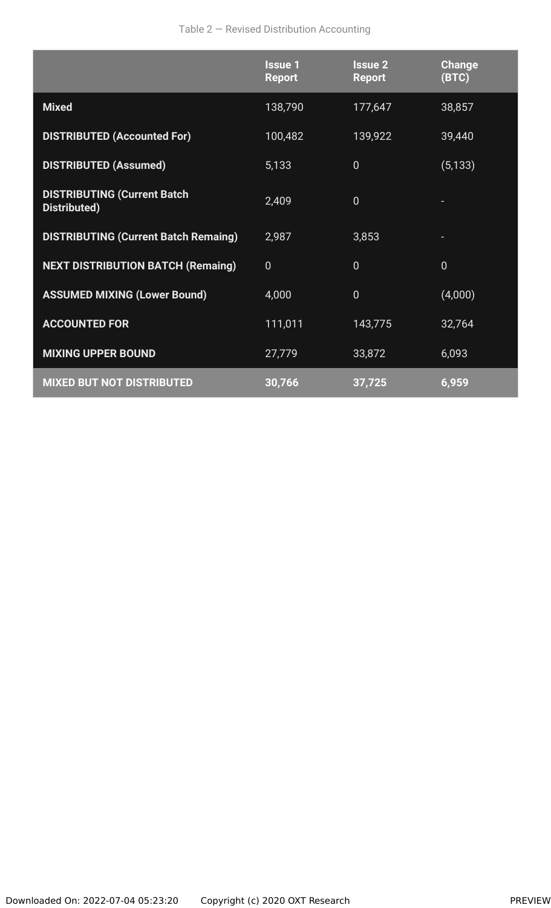Table 2 — Revised Distribution Accounting

| | Issue 1 Report | Issue 2 Report | Change (BTC) |
|---|---|---|---|
| **Mixed** | 138,790 | 177,647 | 38,857 |
| **DISTRIBUTED (Accounted For)** | 100,482 | 139,922 | 39,440 |
| **DISTRIBUTED (Assumed)** | 5,133 | 0 | (5,133) |
| **DISTRIBUTING (Current Batch Distributed)** | 2,409 | 0 | - |
| **DISTRIBUTING (Current Batch Remaing)** | 2,987 | 3,853 | - |
| **NEXT DISTRIBUTION BATCH (Remaing)** | 0 | 0 | 0 |
| **ASSUMED MIXING (Lower Bound)** | 4,000 | 0 | (4,000) |
| **ACCOUNTED FOR** | 111,011 | 143,775 | 32,764 |
| **MIXING UPPER BOUND** | 27,779 | 33,872 | 6,093 |
| **MIXED BUT NOT DISTRIBUTED** | **30,766** | **37,725** | **6,959** |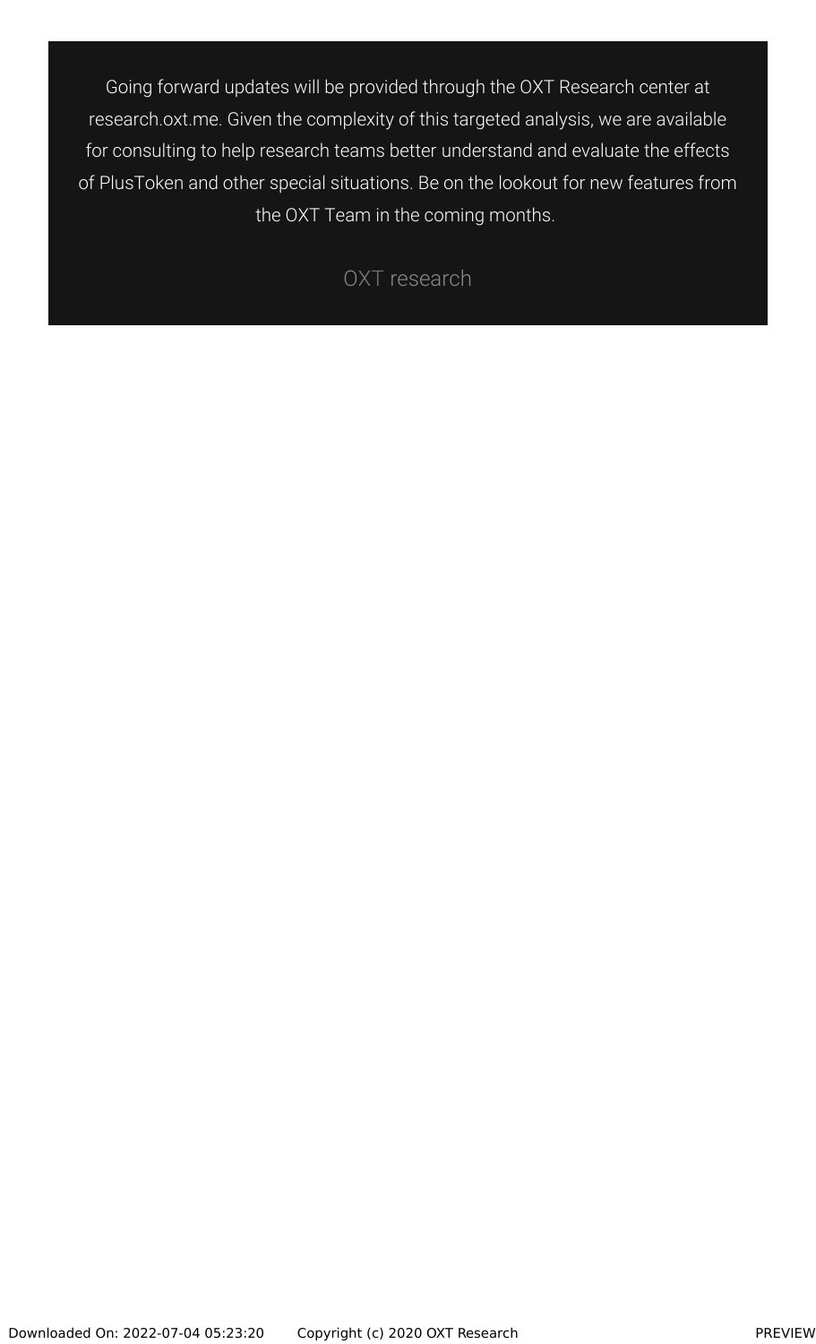Going forward updates will be provided through the OXT Research center at research.oxt.me. Given the complexity of this targeted analysis, we are available for consulting to help research teams better understand and evaluate the effects of PlusToken and other special situations. Be on the lookout for new features from the OXT Team in the coming months.

OXT research